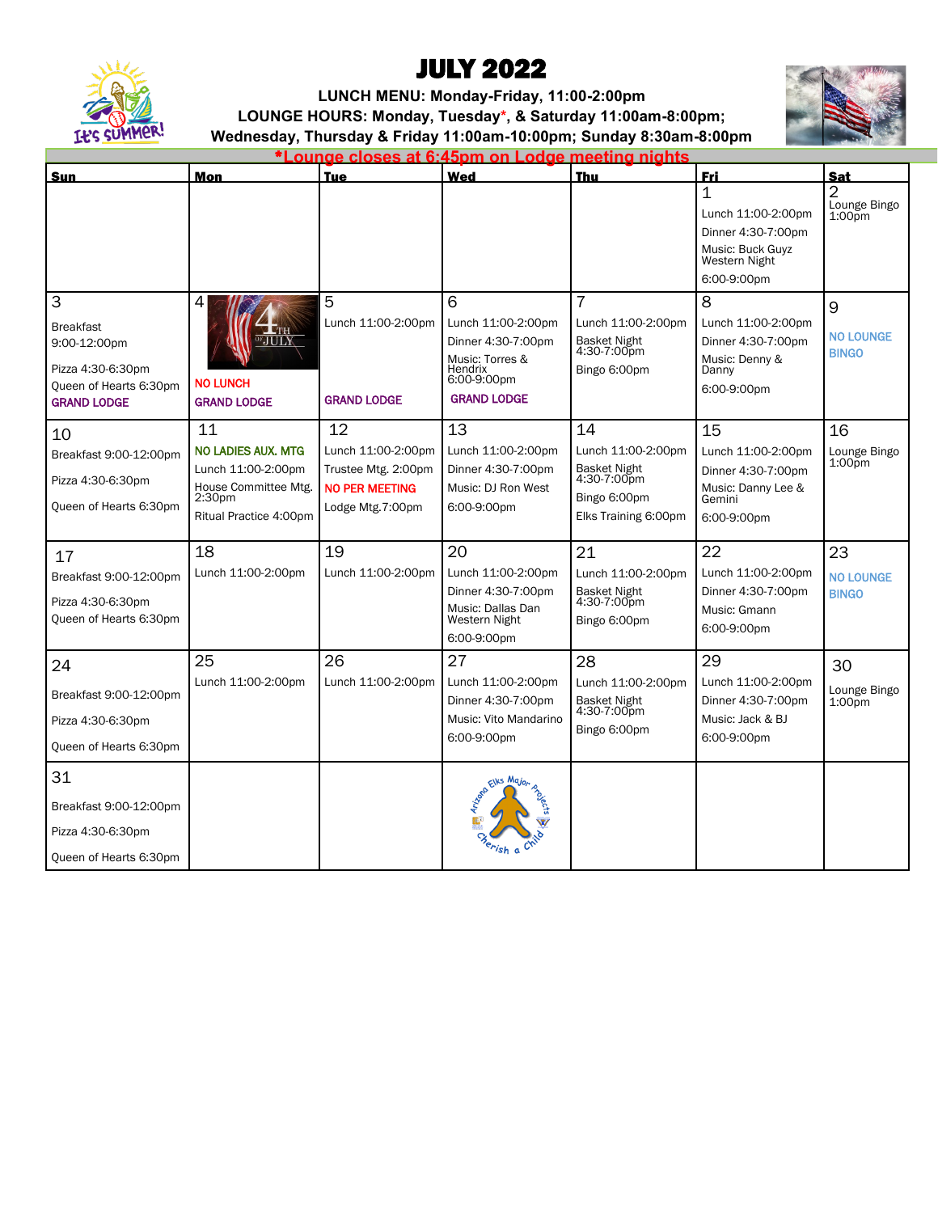# JULY 2022

**LUNCH MENU: Monday-Friday, 11:00-2:00pm**
**LOUNGE HOURS: Monday, Tuesday*, & Saturday 11:00am-8:00pm; Wednesday, Thursday & Friday 11:00am-10:00pm; Sunday 8:30am-8:00pm**

***Lounge closes at 6:45pm on Lodge meeting nights**

| Sun | Mon | Tue | Wed | Thu | Fri | Sat |
|---|---|---|---|---|---|---|
| | | | | | 1<br>Lunch 11:00-2:00pm<br>Dinner 4:30-7:00pm<br>Music: Buck Guyz Western Night<br>6:00-9:00pm | 2<br>Lounge Bingo 1:00pm |
| 3<br>Breakfast 9:00-12:00pm<br>Pizza 4:30-6:30pm<br>Queen of Hearts 6:30pm<br>GRAND LODGE | 4<br>4TH OF JULY<br>NO LUNCH<br>GRAND LODGE | 5<br>Lunch 11:00-2:00pm<br>GRAND LODGE | 6<br>Lunch 11:00-2:00pm<br>Dinner 4:30-7:00pm<br>Music: Torres & Hendrix<br>6:00-9:00pm<br>GRAND LODGE | 7<br>Lunch 11:00-2:00pm<br>Basket Night 4:30-7:00pm<br>Bingo 6:00pm | 8<br>Lunch 11:00-2:00pm<br>Dinner 4:30-7:00pm<br>Music: Denny & Danny<br>6:00-9:00pm | 9<br>NO LOUNGE BINGO |
| 10<br>Breakfast 9:00-12:00pm<br>Pizza 4:30-6:30pm<br>Queen of Hearts 6:30pm | 11<br>NO LADIES AUX. MTG<br>Lunch 11:00-2:00pm<br>House Committee Mtg. 2:30pm<br>Ritual Practice 4:00pm | 12<br>Lunch 11:00-2:00pm<br>Trustee Mtg. 2:00pm<br>NO PER MEETING<br>Lodge Mtg.7:00pm | 13<br>Lunch 11:00-2:00pm<br>Dinner 4:30-7:00pm<br>Music: DJ Ron West<br>6:00-9:00pm | 14<br>Lunch 11:00-2:00pm<br>Basket Night 4:30-7:00pm<br>Bingo 6:00pm<br>Elks Training 6:00pm | 15<br>Lunch 11:00-2:00pm<br>Dinner 4:30-7:00pm<br>Music: Danny Lee & Gemini<br>6:00-9:00pm | 16<br>Lounge Bingo 1:00pm |
| 17<br>Breakfast 9:00-12:00pm<br>Pizza 4:30-6:30pm<br>Queen of Hearts 6:30pm | 18<br>Lunch 11:00-2:00pm | 19<br>Lunch 11:00-2:00pm | 20<br>Lunch 11:00-2:00pm<br>Dinner 4:30-7:00pm<br>Music: Dallas Dan Western Night<br>6:00-9:00pm | 21<br>Lunch 11:00-2:00pm<br>Basket Night 4:30-7:00pm<br>Bingo 6:00pm | 22<br>Lunch 11:00-2:00pm<br>Dinner 4:30-7:00pm<br>Music: Gmann<br>6:00-9:00pm | 23<br>NO LOUNGE BINGO |
| 24<br>Breakfast 9:00-12:00pm<br>Pizza 4:30-6:30pm<br>Queen of Hearts 6:30pm | 25<br>Lunch 11:00-2:00pm | 26<br>Lunch 11:00-2:00pm | 27<br>Lunch 11:00-2:00pm<br>Dinner 4:30-7:00pm<br>Music: Vito Mandarino<br>6:00-9:00pm | 28<br>Lunch 11:00-2:00pm<br>Basket Night 4:30-7:00pm<br>Bingo 6:00pm | 29<br>Lunch 11:00-2:00pm<br>Dinner 4:30-7:00pm<br>Music: Jack & BJ<br>6:00-9:00pm | 30<br>Lounge Bingo 1:00pm |
| 31<br>Breakfast 9:00-12:00pm<br>Pizza 4:30-6:30pm<br>Queen of Hearts 6:30pm | | | Arizona Elks Major Projects<br>Cherish a Child | | | |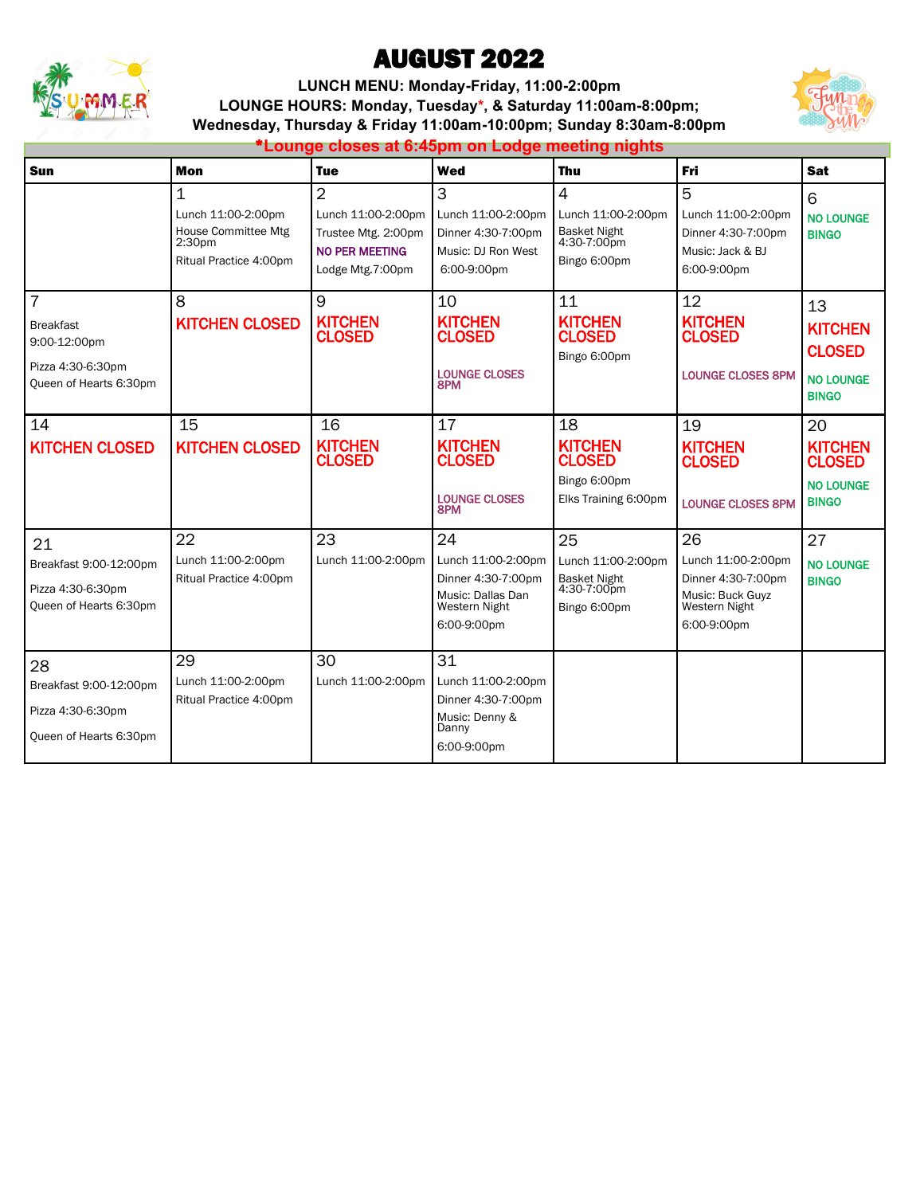# AUGUST 2022

**LUNCH MENU: Monday-Friday, 11:00-2:00pm**
**LOUNGE HOURS: Monday, Tuesday*, & Saturday 11:00am-8:00pm; Wednesday, Thursday & Friday 11:00am-10:00pm; Sunday 8:30am-8:00pm**

***Lounge closes at 6:45pm on Lodge meeting nights**

| Sun | Mon | Tue | Wed | Thu | Fri | Sat |
|---|---|---|---|---|---|---|
| | 1<br>Lunch 11:00-2:00pm<br>House Committee Mtg 2:30pm<br>Ritual Practice 4:00pm | 2<br>Lunch 11:00-2:00pm<br>Trustee Mtg. 2:00pm<br>NO PER MEETING<br>Lodge Mtg.7:00pm | 3<br>Lunch 11:00-2:00pm<br>Dinner 4:30-7:00pm<br>Music: DJ Ron West<br>6:00-9:00pm | 4<br>Lunch 11:00-2:00pm<br>Basket Night 4:30-7:00pm<br>Bingo 6:00pm | 5<br>Lunch 11:00-2:00pm<br>Dinner 4:30-7:00pm<br>Music: Jack & BJ<br>6:00-9:00pm | 6<br>NO LOUNGE BINGO |
| 7<br>Breakfast 9:00-12:00pm<br>Pizza 4:30-6:30pm<br>Queen of Hearts 6:30pm | 8<br>KITCHEN CLOSED | 9<br>KITCHEN CLOSED | 10<br>KITCHEN CLOSED<br>LOUNGE CLOSES 8PM | 11<br>KITCHEN CLOSED<br>Bingo 6:00pm | 12<br>KITCHEN CLOSED<br>LOUNGE CLOSES 8PM | 13<br>KITCHEN CLOSED<br>NO LOUNGE BINGO |
| 14<br>KITCHEN CLOSED | 15<br>KITCHEN CLOSED | 16<br>KITCHEN CLOSED | 17<br>KITCHEN CLOSED<br>LOUNGE CLOSES 8PM | 18<br>KITCHEN CLOSED<br>Bingo 6:00pm<br>Elks Training 6:00pm | 19<br>KITCHEN CLOSED<br>LOUNGE CLOSES 8PM | 20<br>KITCHEN CLOSED<br>NO LOUNGE BINGO |
| 21<br>Breakfast 9:00-12:00pm<br>Pizza 4:30-6:30pm<br>Queen of Hearts 6:30pm | 22<br>Lunch 11:00-2:00pm<br>Ritual Practice 4:00pm | 23<br>Lunch 11:00-2:00pm | 24<br>Lunch 11:00-2:00pm<br>Dinner 4:30-7:00pm<br>Music: Dallas Dan Western Night<br>6:00-9:00pm | 25<br>Lunch 11:00-2:00pm<br>Basket Night 4:30-7:00pm<br>Bingo 6:00pm | 26<br>Lunch 11:00-2:00pm<br>Dinner 4:30-7:00pm<br>Music: Buck Guyz Western Night<br>6:00-9:00pm | 27<br>NO LOUNGE BINGO |
| 28<br>Breakfast 9:00-12:00pm<br>Pizza 4:30-6:30pm<br>Queen of Hearts 6:30pm | 29<br>Lunch 11:00-2:00pm<br>Ritual Practice 4:00pm | 30<br>Lunch 11:00-2:00pm | 31<br>Lunch 11:00-2:00pm<br>Dinner 4:30-7:00pm<br>Music: Denny & Danny<br>6:00-9:00pm | | | |